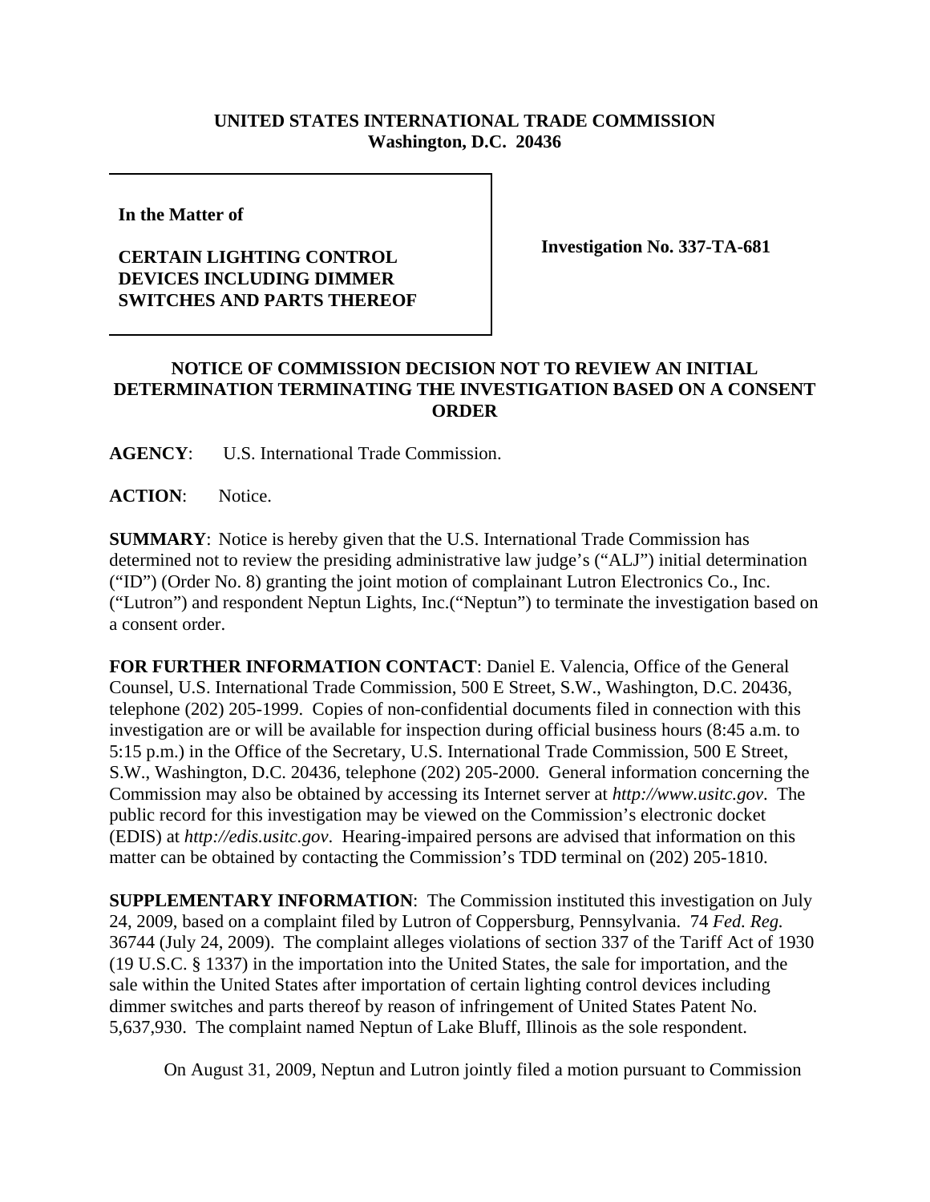**UNITED STATES INTERNATIONAL TRADE COMMISSION**
**Washington, D.C. 20436**

**In the Matter of**

**CERTAIN LIGHTING CONTROL DEVICES INCLUDING DIMMER SWITCHES AND PARTS THEREOF**

**Investigation No. 337-TA-681**

**NOTICE OF COMMISSION DECISION NOT TO REVIEW AN INITIAL DETERMINATION TERMINATING THE INVESTIGATION BASED ON A CONSENT ORDER**

**AGENCY**: U.S. International Trade Commission.

**ACTION**: Notice.

**SUMMARY**: Notice is hereby given that the U.S. International Trade Commission has determined not to review the presiding administrative law judge's ("ALJ") initial determination ("ID") (Order No. 8) granting the joint motion of complainant Lutron Electronics Co., Inc. ("Lutron") and respondent Neptun Lights, Inc.("Neptun") to terminate the investigation based on a consent order.

**FOR FURTHER INFORMATION CONTACT**: Daniel E. Valencia, Office of the General Counsel, U.S. International Trade Commission, 500 E Street, S.W., Washington, D.C. 20436, telephone (202) 205-1999. Copies of non-confidential documents filed in connection with this investigation are or will be available for inspection during official business hours (8:45 a.m. to 5:15 p.m.) in the Office of the Secretary, U.S. International Trade Commission, 500 E Street, S.W., Washington, D.C. 20436, telephone (202) 205-2000. General information concerning the Commission may also be obtained by accessing its Internet server at *http://www.usitc.gov*. The public record for this investigation may be viewed on the Commission's electronic docket (EDIS) at *http://edis.usitc.gov*. Hearing-impaired persons are advised that information on this matter can be obtained by contacting the Commission's TDD terminal on (202) 205-1810.

**SUPPLEMENTARY INFORMATION**: The Commission instituted this investigation on July 24, 2009, based on a complaint filed by Lutron of Coppersburg, Pennsylvania. 74 *Fed. Reg.* 36744 (July 24, 2009). The complaint alleges violations of section 337 of the Tariff Act of 1930 (19 U.S.C. § 1337) in the importation into the United States, the sale for importation, and the sale within the United States after importation of certain lighting control devices including dimmer switches and parts thereof by reason of infringement of United States Patent No. 5,637,930. The complaint named Neptun of Lake Bluff, Illinois as the sole respondent.

On August 31, 2009, Neptun and Lutron jointly filed a motion pursuant to Commission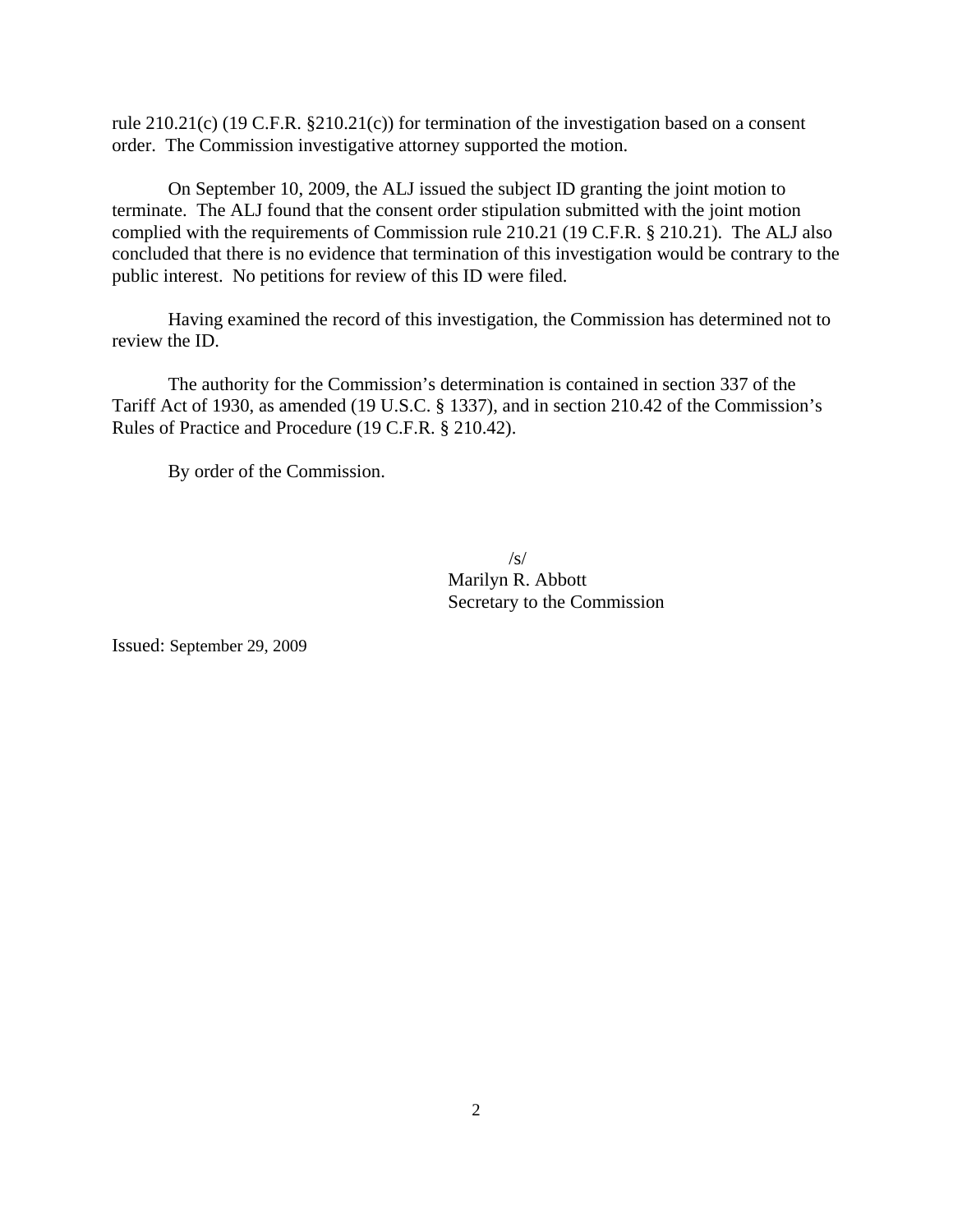rule 210.21(c) (19 C.F.R. §210.21(c)) for termination of the investigation based on a consent order. The Commission investigative attorney supported the motion.

On September 10, 2009, the ALJ issued the subject ID granting the joint motion to terminate. The ALJ found that the consent order stipulation submitted with the joint motion complied with the requirements of Commission rule 210.21 (19 C.F.R. § 210.21). The ALJ also concluded that there is no evidence that termination of this investigation would be contrary to the public interest. No petitions for review of this ID were filed.

Having examined the record of this investigation, the Commission has determined not to review the ID.

The authority for the Commission's determination is contained in section 337 of the Tariff Act of 1930, as amended (19 U.S.C. § 1337), and in section 210.42 of the Commission's Rules of Practice and Procedure (19 C.F.R. § 210.42).

By order of the Commission.

/s/
Marilyn R. Abbott
Secretary to the Commission

Issued: September 29, 2009